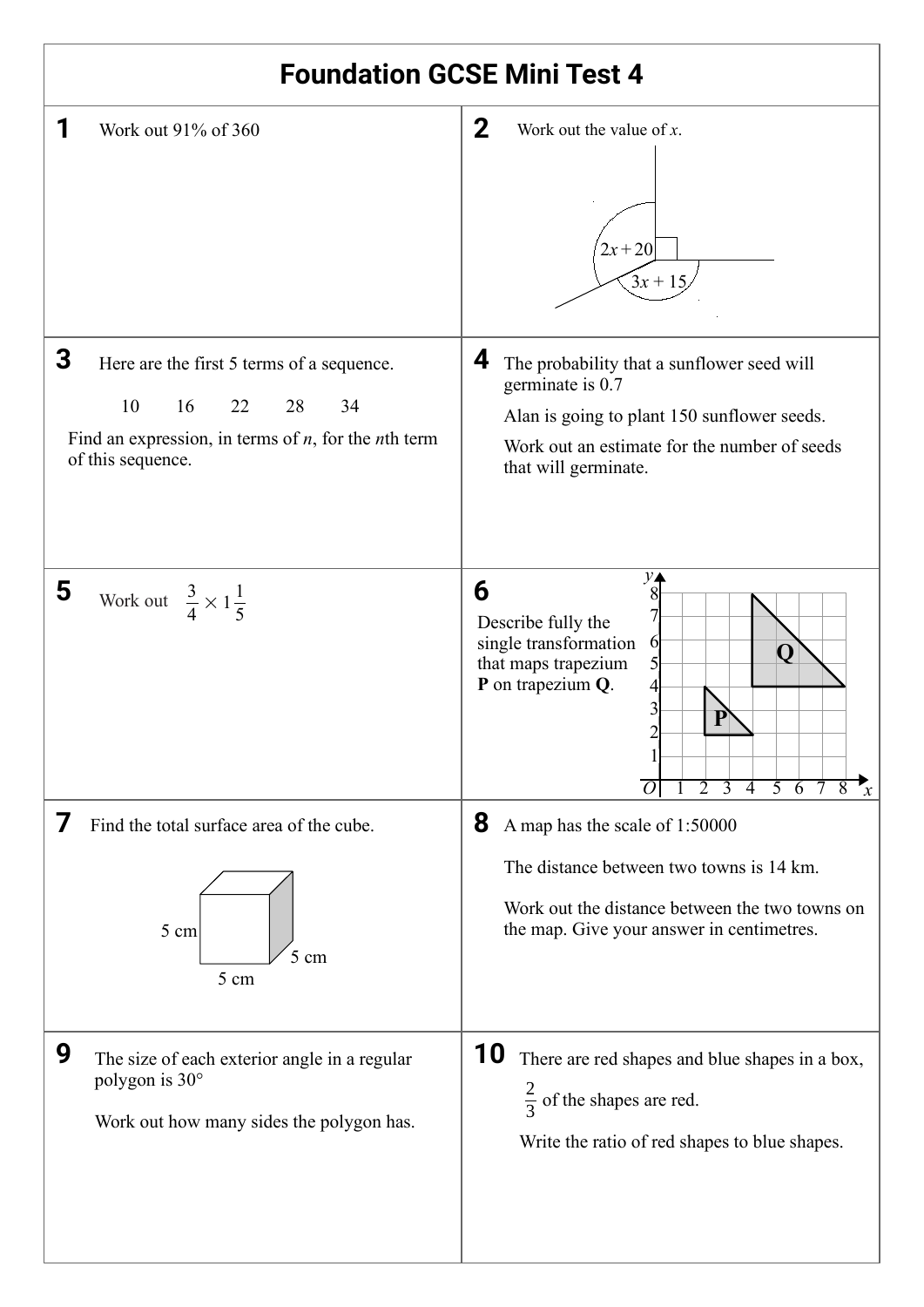# Foundation GCSE Mini Test 4

**1** Work out 91% of 360

**2** Work out the value of $x$.

$2x + 20$

$3x + 15$

**3** Here are the first 5 terms of a sequence.

10 16 22 28 34

Find an expression, in terms of $n$, for the $n$th term of this sequence.

**4** The probability that a sunflower seed will germinate is 0.7

Alan is going to plant 150 sunflower seeds.

Work out an estimate for the number of seeds that will germinate.

**5** Work out $\frac{3}{4} \times 1\frac{1}{5}$

**6** Describe fully the single transformation that maps trapezium **P** on trapezium **Q**.

**7** Find the total surface area of the cube.

5 cm

5 cm

5 cm

**8** A map has the scale of 1:50000

The distance between two towns is 14 km.

Work out the distance between the two towns on the map. Give your answer in centimetres.

**9** The size of each exterior angle in a regular polygon is 30°

Work out how many sides the polygon has.

**10** There are red shapes and blue shapes in a box, $\frac{2}{3}$ of the shapes are red.

Write the ratio of red shapes to blue shapes.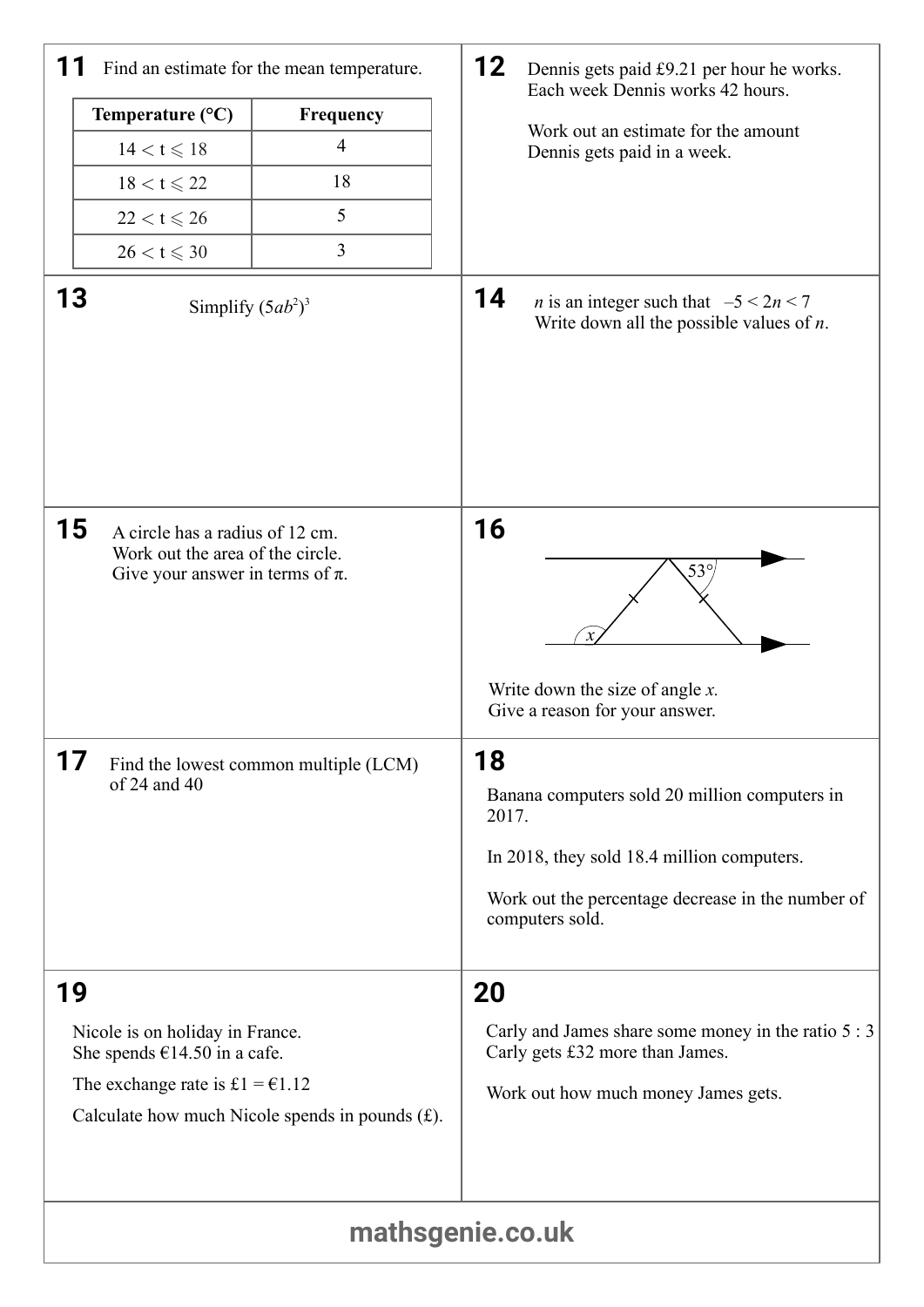**11** Find an estimate for the mean temperature.

| Temperature (°C) | Frequency |
| --- | --- |
| $14 < t \leqslant 18$ | 4 |
| $18 < t \leqslant 22$ | 18 |
| $22 < t \leqslant 26$ | 5 |
| $26 < t \leqslant 30$ | 3 |

**12** Dennis gets paid £9.21 per hour he works.
Each week Dennis works 42 hours.

Work out an estimate for the amount Dennis gets paid in a week.

**13** Simplify $(5ab^2)^3$

**14** $n$ is an integer such that $-5 < 2n < 7$
Write down all the possible values of $n$.

**15** A circle has a radius of 12 cm.
Work out the area of the circle.
Give your answer in terms of $\pi$.

**16**

53°

$x$

Write down the size of angle $x$.
Give a reason for your answer.

**17** Find the lowest common multiple (LCM) of 24 and 40

**18**

Banana computers sold 20 million computers in 2017.

In 2018, they sold 18.4 million computers.

Work out the percentage decrease in the number of computers sold.

**19**

Nicole is on holiday in France.
She spends €14.50 in a cafe.

The exchange rate is £1 = €1.12

Calculate how much Nicole spends in pounds (£).

**20**

Carly and James share some money in the ratio 5 : 3
Carly gets £32 more than James.

Work out how much money James gets.

mathsgenie.co.uk